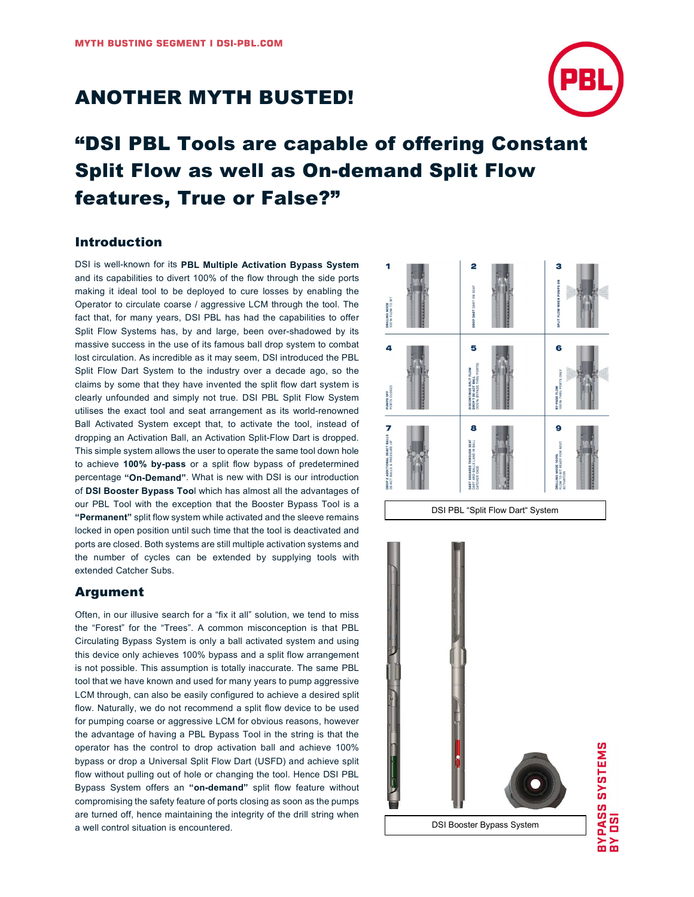ANOTHER MYTH BUSTED!

# "DSI PBL Tools are capable of offering Constant Split Flow as well as On-demand Split Flow features, True or False?"

## Introduction

DSI is well-known for its **PBL Multiple Activation Bypass System** and its capabilities to divert 100% of the flow through the side ports making it ideal tool to be deployed to cure losses by enabling the Operator to circulate coarse / aggressive LCM through the tool. The fact that, for many years, DSI PBL has had the capabilities to offer Split Flow Systems has, by and large, been over-shadowed by its massive success in the use of its famous ball drop system to combat lost circulation. As incredible as it may seem, DSI introduced the PBL Split Flow Dart System to the industry over a decade ago, so the claims by some that they have invented the split flow dart system is clearly unfounded and simply not true. DSI PBL Split Flow System utilises the exact tool and seat arrangement as its world-renowned Ball Activated System except that, to activate the tool, instead of dropping an Activation Ball, an Activation Split-Flow Dart is dropped. This simple system allows the user to operate the same tool down hole to achieve **100% by-pass** or a split flow bypass of predetermined percentage **"On-Demand"**. What is new with DSI is our introduction of **DSI Booster Bypass Tool** which has almost all the advantages of our PBL Tool with the exception that the Booster Bypass Tool is a **"Permanent"** split flow system while activated and the sleeve remains locked in open position until such time that the tool is deactivated and ports are closed. Both systems are still multiple activation systems and the number of cycles can be extended by supplying tools with extended Catcher Subs.

DSI PBL "Split Flow Dart" System

DSI Booster Bypass System

## Argument

Often, in our illusive search for a "fix it all" solution, we tend to miss the "Forest" for the "Trees". A common misconception is that PBL Circulating Bypass System is only a ball activated system and using this device only achieves 100% bypass and a split flow arrangement is not possible. This assumption is totally inaccurate. The same PBL tool that we have known and used for many years to pump aggressive LCM through, can also be easily configured to achieve a desired split flow. Naturally, we do not recommend a split flow device to be used for pumping coarse or aggressive LCM for obvious reasons, however the advantage of having a PBL Bypass Tool in the string is that the operator has the control to drop activation ball and achieve 100% bypass or drop a Universal Split Flow Dart (USFD) and achieve split flow without pulling out of hole or changing the tool. Hence DSI PBL Bypass System offers an **"on-demand"** split flow feature without compromising the safety feature of ports closing as soon as the pumps are turned off, hence maintaining the integrity of the drill string when a well control situation is encountered.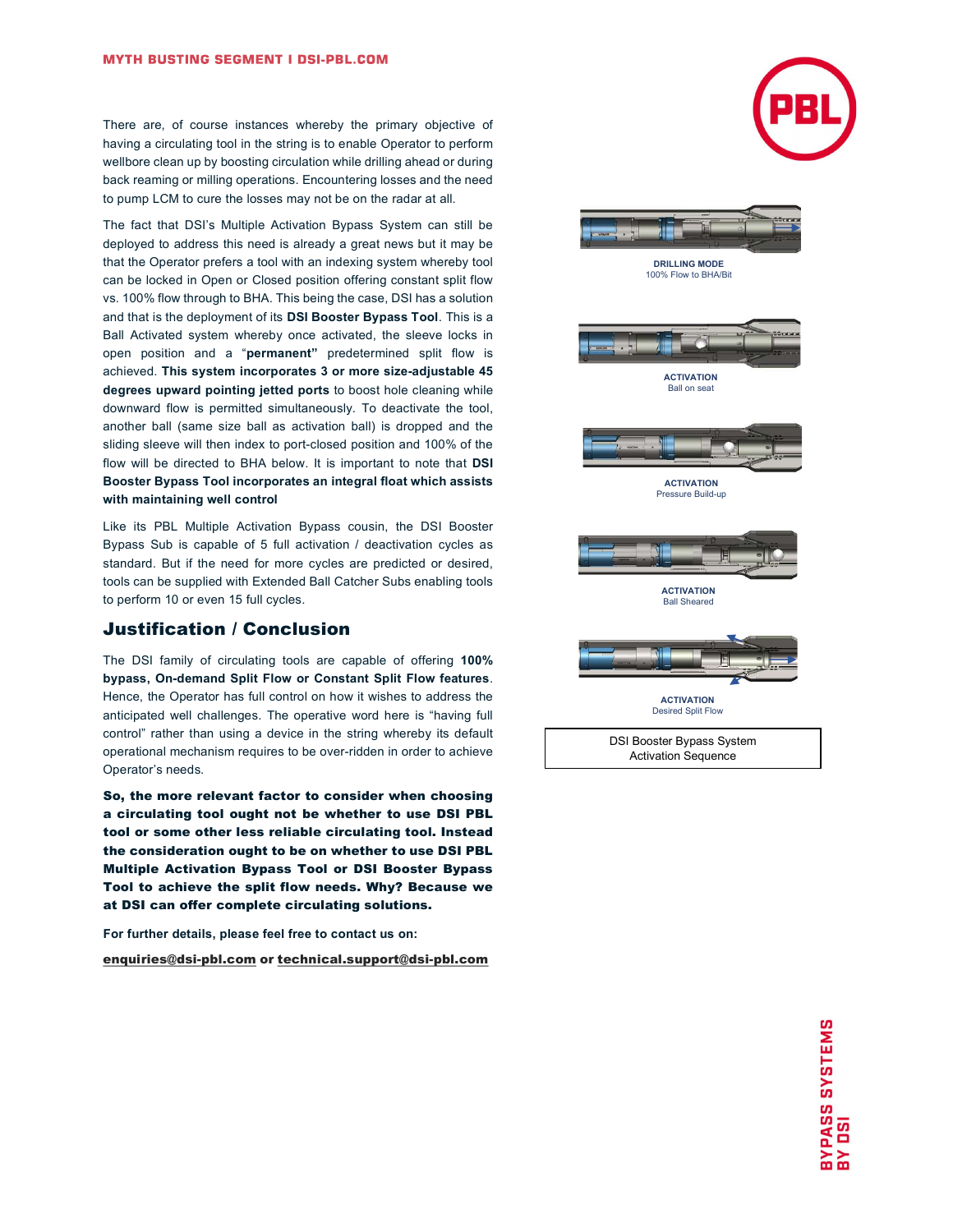There are, of course instances whereby the primary objective of having a circulating tool in the string is to enable Operator to perform wellbore clean up by boosting circulation while drilling ahead or during back reaming or milling operations. Encountering losses and the need to pump LCM to cure the losses may not be on the radar at all.

The fact that DSI's Multiple Activation Bypass System can still be deployed to address this need is already a great news but it may be that the Operator prefers a tool with an indexing system whereby tool can be locked in Open or Closed position offering constant split flow vs. 100% flow through to BHA. This being the case, DSI has a solution and that is the deployment of its **DSI Booster Bypass Tool**. This is a Ball Activated system whereby once activated, the sleeve locks in open position and a "**permanent"** predetermined split flow is achieved. **This system incorporates 3 or more size-adjustable 45 degrees upward pointing jetted ports** to boost hole cleaning while downward flow is permitted simultaneously. To deactivate the tool, another ball (same size ball as activation ball) is dropped and the sliding sleeve will then index to port-closed position and 100% of the flow will be directed to BHA below. It is important to note that **DSI Booster Bypass Tool incorporates an integral float which assists with maintaining well control**

Like its PBL Multiple Activation Bypass cousin, the DSI Booster Bypass Sub is capable of 5 full activation / deactivation cycles as standard. But if the need for more cycles are predicted or desired, tools can be supplied with Extended Ball Catcher Subs enabling tools to perform 10 or even 15 full cycles.

DRILLING MODE
100% Flow to BHA/Bit

ACTIVATION
Ball on seat

ACTIVATION
Pressure Build-up

ACTIVATION
Ball Sheared

ACTIVATION
Desired Split Flow

DSI Booster Bypass System Activation Sequence

## Justification / Conclusion

The DSI family of circulating tools are capable of offering **100% bypass, On-demand Split Flow or Constant Split Flow features**. Hence, the Operator has full control on how it wishes to address the anticipated well challenges. The operative word here is "having full control" rather than using a device in the string whereby its default operational mechanism requires to be over-ridden in order to achieve Operator's needs.

**So, the more relevant factor to consider when choosing a circulating tool ought not be whether to use DSI PBL tool or some other less reliable circulating tool. Instead the consideration ought to be on whether to use DSI PBL Multiple Activation Bypass Tool or DSI Booster Bypass Tool to achieve the split flow needs. Why? Because we at DSI can offer complete circulating solutions.**

**For further details, please feel free to contact us on:**

**enquiries@dsi-pbl.com or technical.support@dsi-pbl.com**